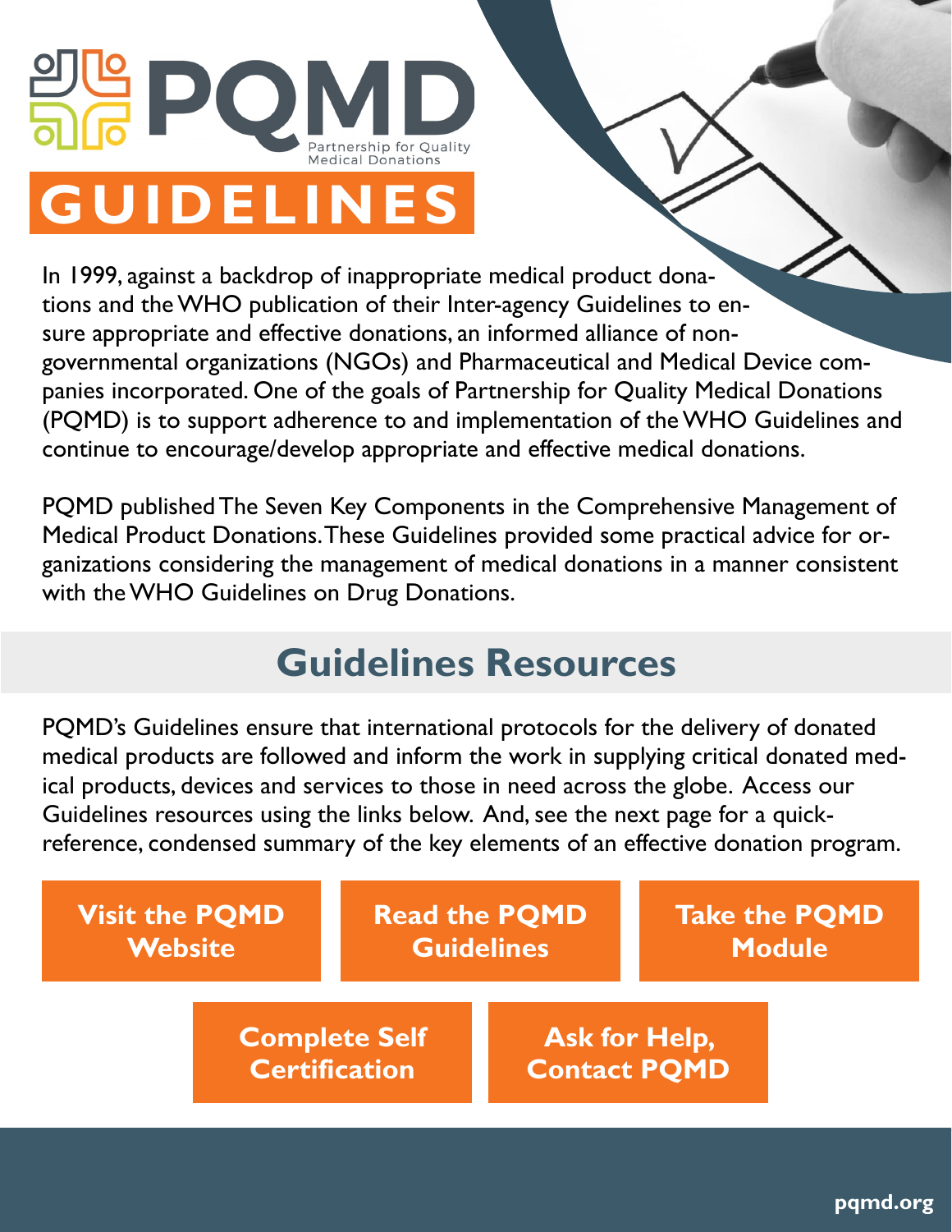# PQMD

Partnership for Quality Medical Donations

# GUIDELINES

In 1999, against a backdrop of inappropriate medical product donations and the WHO publication of their Inter-agency Guidelines to ensure appropriate and effective donations, an informed alliance of non-governmental organizations (NGOs) and Pharmaceutical and Medical Device companies incorporated. One of the goals of Partnership for Quality Medical Donations (PQMD) is to support adherence to and implementation of the WHO Guidelines and continue to encourage/develop appropriate and effective medical donations.

PQMD published The Seven Key Components in the Comprehensive Management of Medical Product Donations. These Guidelines provided some practical advice for organizations considering the management of medical donations in a manner consistent with the WHO Guidelines on Drug Donations.

## Guidelines Resources

PQMD's Guidelines ensure that international protocols for the delivery of donated medical products are followed and inform the work in supplying critical donated medical products, devices and services to those in need across the globe. Access our Guidelines resources using the links below. And, see the next page for a quick-reference, condensed summary of the key elements of an effective donation program.

**Visit the PQMD Website**

**Read the PQMD Guidelines**

**Take the PQMD Module**

**Complete Self Certification**

**Ask for Help, Contact PQMD**

pqmd.org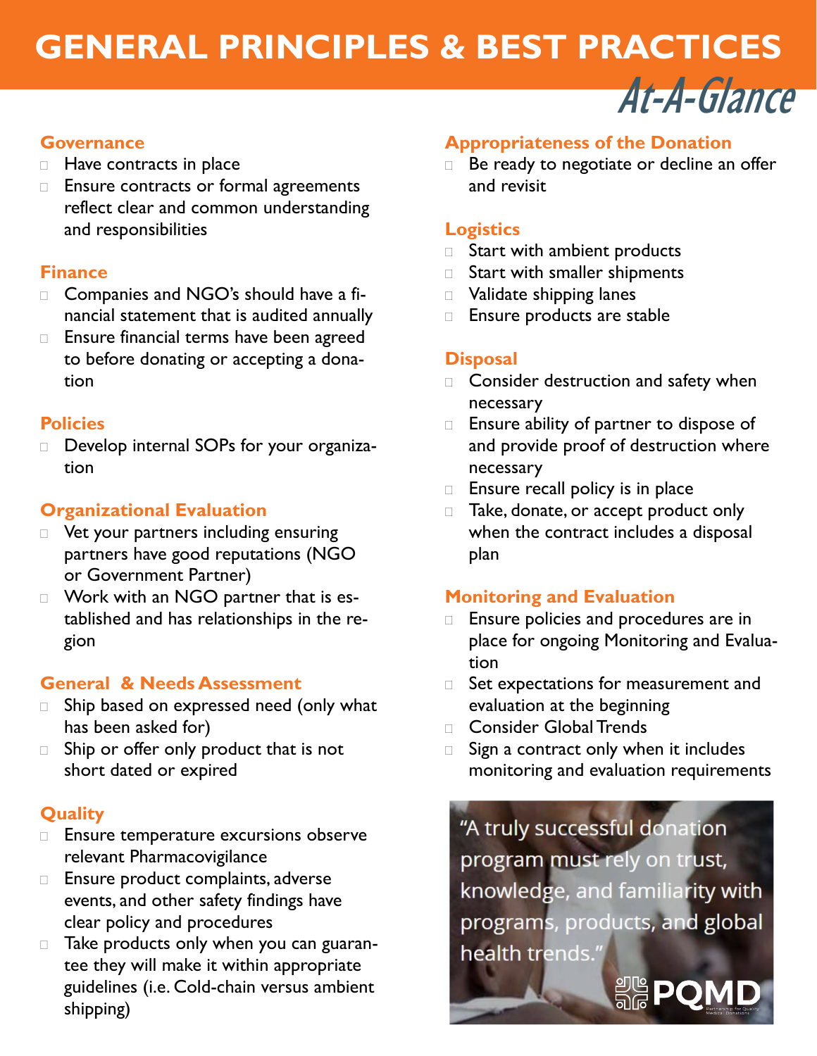# GENERAL PRINCIPLES & BEST PRACTICES

*At-A-Glance*

## Governance

- Have contracts in place
- Ensure contracts or formal agreements reflect clear and common understanding and responsibilities

## Finance

- Companies and NGO's should have a financial statement that is audited annually
- Ensure financial terms have been agreed to before donating or accepting a donation

## Policies

- Develop internal SOPs for your organization

## Organizational Evaluation

- Vet your partners including ensuring partners have good reputations (NGO or Government Partner)
- Work with an NGO partner that is established and has relationships in the region

## General & Needs Assessment

- Ship based on expressed need (only what has been asked for)
- Ship or offer only product that is not short dated or expired

## Quality

- Ensure temperature excursions observe relevant Pharmacovigilance
- Ensure product complaints, adverse events, and other safety findings have clear policy and procedures
- Take products only when you can guarantee they will make it within appropriate guidelines (i.e. Cold-chain versus ambient shipping)

## Appropriateness of the Donation

- Be ready to negotiate or decline an offer and revisit

## Logistics

- Start with ambient products
- Start with smaller shipments
- Validate shipping lanes
- Ensure products are stable

## Disposal

- Consider destruction and safety when necessary
- Ensure ability of partner to dispose of and provide proof of destruction where necessary
- Ensure recall policy is in place
- Take, donate, or accept product only when the contract includes a disposal plan

## Monitoring and Evaluation

- Ensure policies and procedures are in place for ongoing Monitoring and Evaluation
- Set expectations for measurement and evaluation at the beginning
- Consider Global Trends
- Sign a contract only when it includes monitoring and evaluation requirements

"A truly successful donation program must rely on trust, knowledge, and familiarity with programs, products, and global health trends."

PQMD